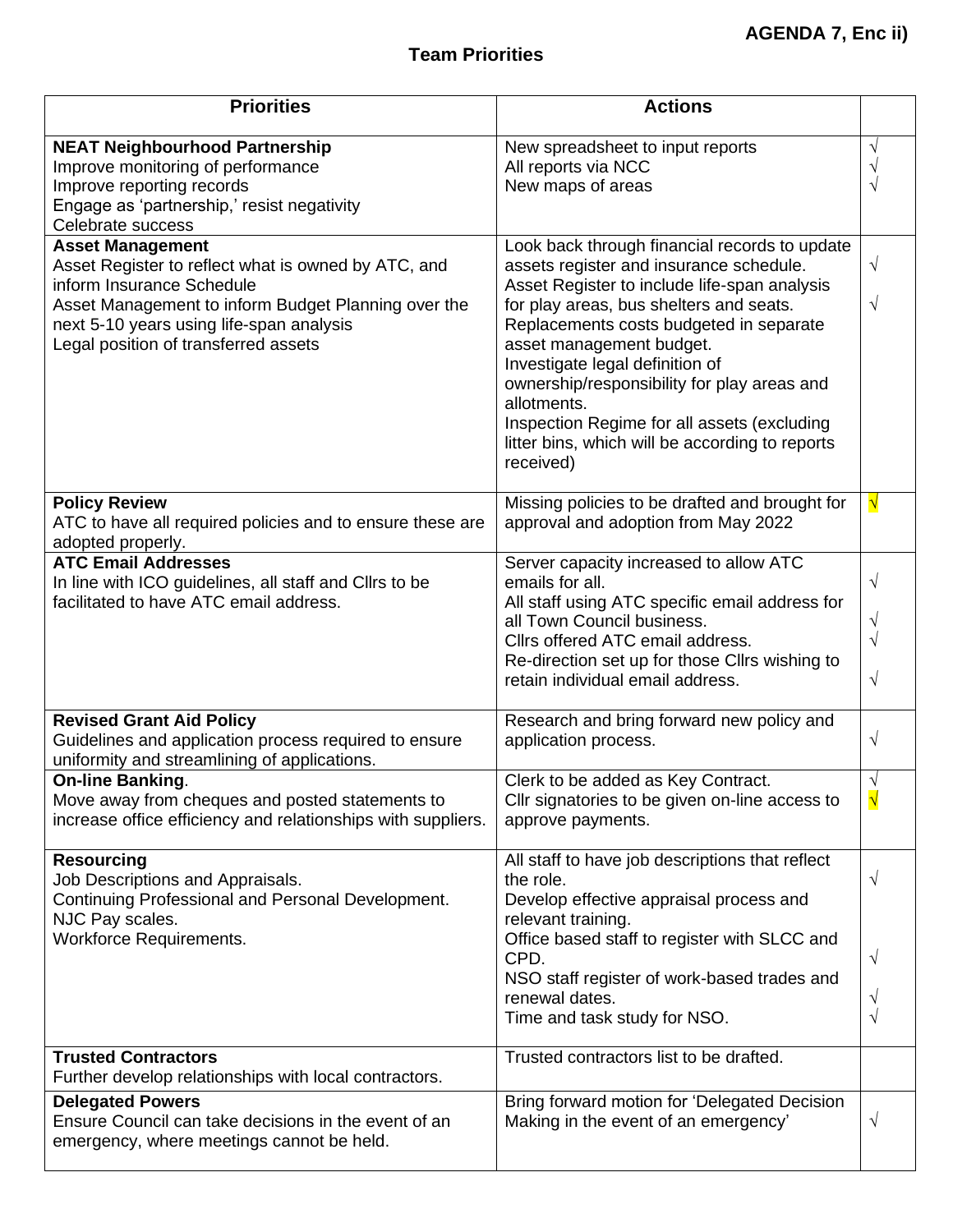**AGENDA 7, Enc ii)**

## Team Priorities

| Priorities | Actions | |
|---|---|---|
| **NEAT Neighbourhood Partnership**<br>Improve monitoring of performance<br>Improve reporting records<br>Engage as 'partnership,' resist negativity<br>Celebrate success | New spreadsheet to input reports<br>All reports via NCC<br>New maps of areas | √<br>√<br>√ |
| **Asset Management**<br>Asset Register to reflect what is owned by ATC, and inform Insurance Schedule<br>Asset Management to inform Budget Planning over the next 5-10 years using life-span analysis<br>Legal position of transferred assets | Look back through financial records to update assets register and insurance schedule.<br>Asset Register to include life-span analysis for play areas, bus shelters and seats.<br>Replacements costs budgeted in separate asset management budget.<br>Investigate legal definition of ownership/responsibility for play areas and allotments.<br>Inspection Regime for all assets (excluding litter bins, which will be according to reports received) | √<br>√ |
| **Policy Review**<br>ATC to have all required policies and to ensure these are adopted properly. | Missing policies to be drafted and brought for approval and adoption from May 2022 | √ |
| **ATC Email Addresses**<br>In line with ICO guidelines, all staff and Cllrs to be facilitated to have ATC email address. | Server capacity increased to allow ATC emails for all.<br>All staff using ATC specific email address for all Town Council business.<br>Cllrs offered ATC email address.<br>Re-direction set up for those Cllrs wishing to retain individual email address. | √<br>√<br>√<br>√ |
| **Revised Grant Aid Policy**<br>Guidelines and application process required to ensure uniformity and streamlining of applications. | Research and bring forward new policy and application process. | √ |
| **On-line Banking**.<br>Move away from cheques and posted statements to increase office efficiency and relationships with suppliers. | Clerk to be added as Key Contract.<br>Cllr signatories to be given on-line access to approve payments. | √<br>√ |
| **Resourcing**<br>Job Descriptions and Appraisals.<br>Continuing Professional and Personal Development.<br>NJC Pay scales.<br>Workforce Requirements. | All staff to have job descriptions that reflect the role.<br>Develop effective appraisal process and relevant training.<br>Office based staff to register with SLCC and CPD.<br>NSO staff register of work-based trades and renewal dates.<br>Time and task study for NSO. | √<br>√<br>√<br>√ |
| **Trusted Contractors**<br>Further develop relationships with local contractors. | Trusted contractors list to be drafted. | |
| **Delegated Powers**<br>Ensure Council can take decisions in the event of an emergency, where meetings cannot be held. | Bring forward motion for 'Delegated Decision Making in the event of an emergency' | √ |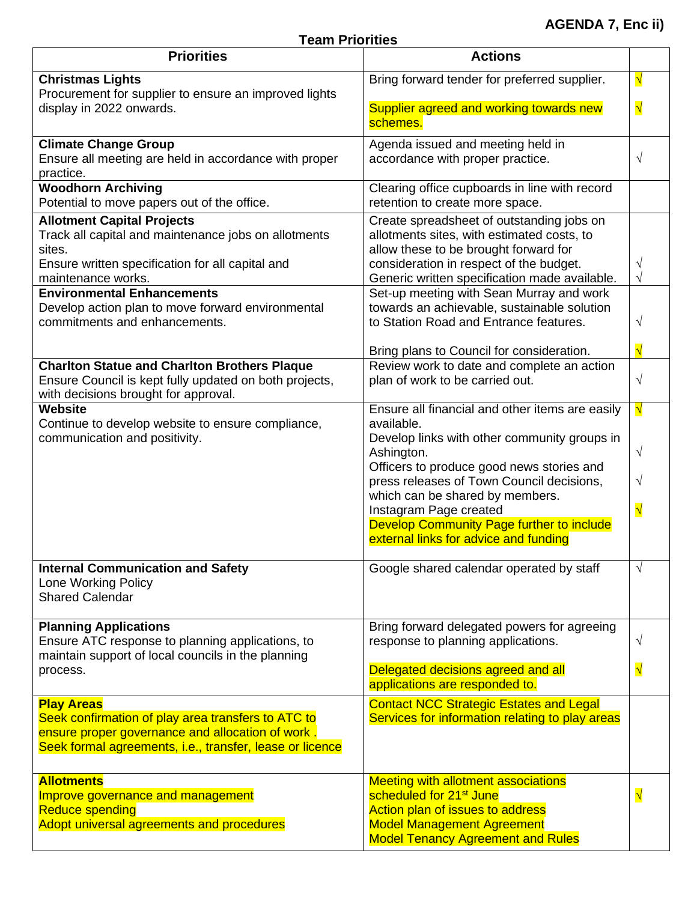**AGENDA 7, Enc ii)**

**Team Priorities**

| Priorities | Actions | |
|---|---|---|
| **Christmas Lights**<br>Procurement for supplier to ensure an improved lights display in 2022 onwards. | Bring forward tender for preferred supplier.<br><br>Supplier agreed and working towards new schemes. | √<br><br>√ |
| **Climate Change Group**<br>Ensure all meeting are held in accordance with proper practice. | Agenda issued and meeting held in accordance with proper practice. | √ |
| **Woodhorn Archiving**<br>Potential to move papers out of the office. | Clearing office cupboards in line with record retention to create more space. | |
| **Allotment Capital Projects**<br>Track all capital and maintenance jobs on allotments sites.<br>Ensure written specification for all capital and maintenance works. | Create spreadsheet of outstanding jobs on allotments sites, with estimated costs, to allow these to be brought forward for consideration in respect of the budget.<br>Generic written specification made available. | √<br>√ |
| **Environmental Enhancements**<br>Develop action plan to move forward environmental commitments and enhancements. | Set-up meeting with Sean Murray and work towards an achievable, sustainable solution to Station Road and Entrance features.<br><br>Bring plans to Council for consideration. | √<br><br>√ |
| **Charlton Statue and Charlton Brothers Plaque**<br>Ensure Council is kept fully updated on both projects, with decisions brought for approval. | Review work to date and complete an action plan of work to be carried out. | √ |
| **Website**<br>Continue to develop website to ensure compliance, communication and positivity. | Ensure all financial and other items are easily available.<br>Develop links with other community groups in Ashington.<br>Officers to produce good news stories and press releases of Town Council decisions, which can be shared by members.<br>Instagram Page created<br>Develop Community Page further to include external links for advice and funding | √<br><br>√<br><br>√<br><br>√ |
| **Internal Communication and Safety**<br>Lone Working Policy<br>Shared Calendar | Google shared calendar operated by staff | √ |
| **Planning Applications**<br>Ensure ATC response to planning applications, to maintain support of local councils in the planning process. | Bring forward delegated powers for agreeing response to planning applications.<br><br>Delegated decisions agreed and all applications are responded to. | √<br><br>√ |
| **Play Areas**<br>Seek confirmation of play area transfers to ATC to ensure proper governance and allocation of work .<br>Seek formal agreements, i.e., transfer, lease or licence | Contact NCC Strategic Estates and Legal Services for information relating to play areas | |
| **Allotments**<br>Improve governance and management<br>Reduce spending<br>Adopt universal agreements and procedures | Meeting with allotment associations scheduled for 21st June<br>Action plan of issues to address<br>Model Management Agreement<br>Model Tenancy Agreement and Rules | √ |